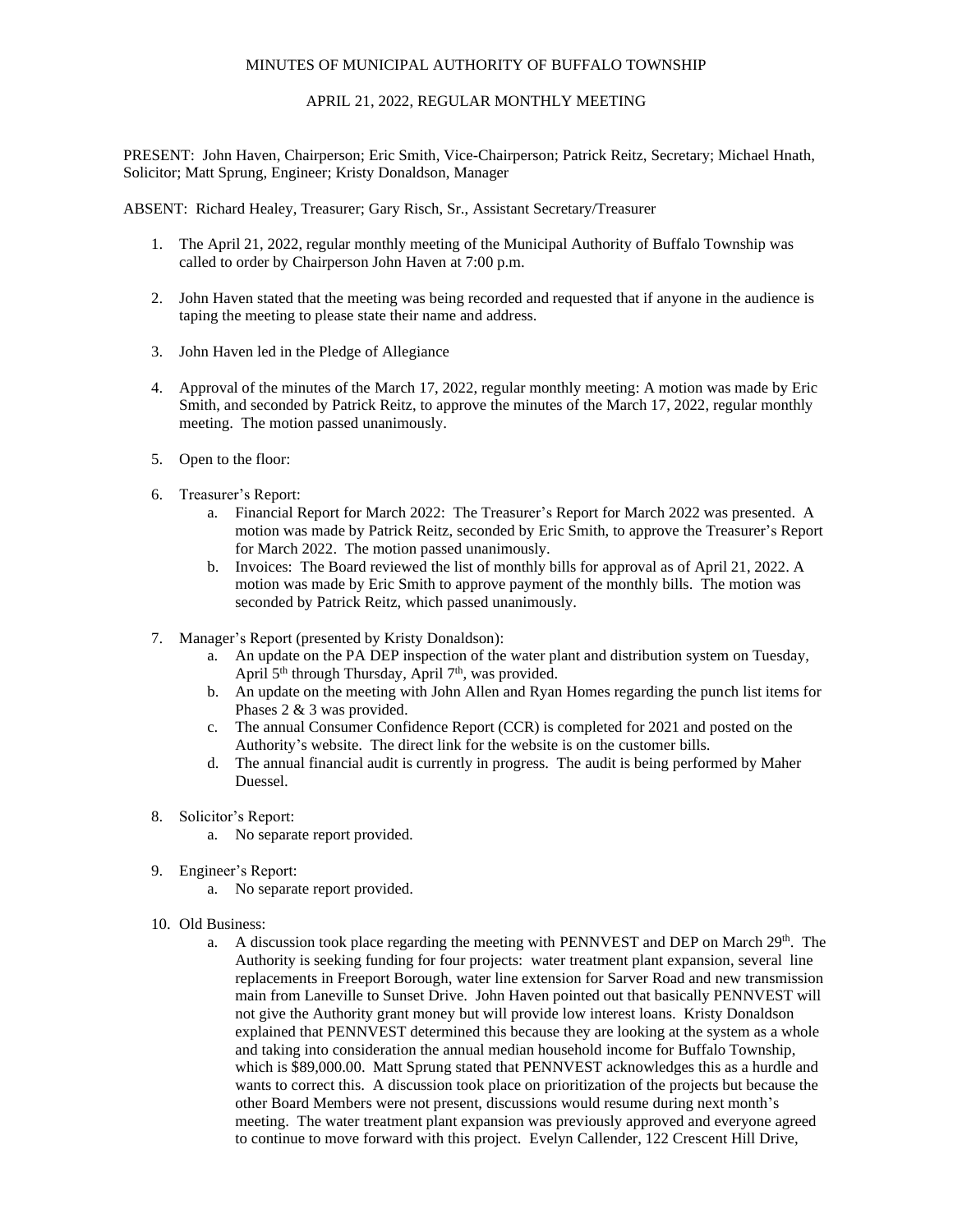MINUTES OF MUNICIPAL AUTHORITY OF BUFFALO TOWNSHIP

APRIL 21, 2022, REGULAR MONTHLY MEETING

PRESENT: John Haven, Chairperson; Eric Smith, Vice-Chairperson; Patrick Reitz, Secretary; Michael Hnath, Solicitor; Matt Sprung, Engineer; Kristy Donaldson, Manager

ABSENT: Richard Healey, Treasurer; Gary Risch, Sr., Assistant Secretary/Treasurer

1. The April 21, 2022, regular monthly meeting of the Municipal Authority of Buffalo Township was called to order by Chairperson John Haven at 7:00 p.m.

2. John Haven stated that the meeting was being recorded and requested that if anyone in the audience is taping the meeting to please state their name and address.

3. John Haven led in the Pledge of Allegiance

4. Approval of the minutes of the March 17, 2022, regular monthly meeting: A motion was made by Eric Smith, and seconded by Patrick Reitz, to approve the minutes of the March 17, 2022, regular monthly meeting. The motion passed unanimously.

5. Open to the floor:

6. Treasurer's Report:
   a. Financial Report for March 2022: The Treasurer's Report for March 2022 was presented. A motion was made by Patrick Reitz, seconded by Eric Smith, to approve the Treasurer's Report for March 2022. The motion passed unanimously.
   b. Invoices: The Board reviewed the list of monthly bills for approval as of April 21, 2022. A motion was made by Eric Smith to approve payment of the monthly bills. The motion was seconded by Patrick Reitz, which passed unanimously.

7. Manager's Report (presented by Kristy Donaldson):
   a. An update on the PA DEP inspection of the water plant and distribution system on Tuesday, April 5th through Thursday, April 7th, was provided.
   b. An update on the meeting with John Allen and Ryan Homes regarding the punch list items for Phases 2 & 3 was provided.
   c. The annual Consumer Confidence Report (CCR) is completed for 2021 and posted on the Authority's website. The direct link for the website is on the customer bills.
   d. The annual financial audit is currently in progress. The audit is being performed by Maher Duessel.

8. Solicitor's Report:
   a. No separate report provided.

9. Engineer's Report:
   a. No separate report provided.

10. Old Business:
    a. A discussion took place regarding the meeting with PENNVEST and DEP on March 29th. The Authority is seeking funding for four projects: water treatment plant expansion, several line replacements in Freeport Borough, water line extension for Sarver Road and new transmission main from Laneville to Sunset Drive. John Haven pointed out that basically PENNVEST will not give the Authority grant money but will provide low interest loans. Kristy Donaldson explained that PENNVEST determined this because they are looking at the system as a whole and taking into consideration the annual median household income for Buffalo Township, which is $89,000.00. Matt Sprung stated that PENNVEST acknowledges this as a hurdle and wants to correct this. A discussion took place on prioritization of the projects but because the other Board Members were not present, discussions would resume during next month's meeting. The water treatment plant expansion was previously approved and everyone agreed to continue to move forward with this project. Evelyn Callender, 122 Crescent Hill Drive,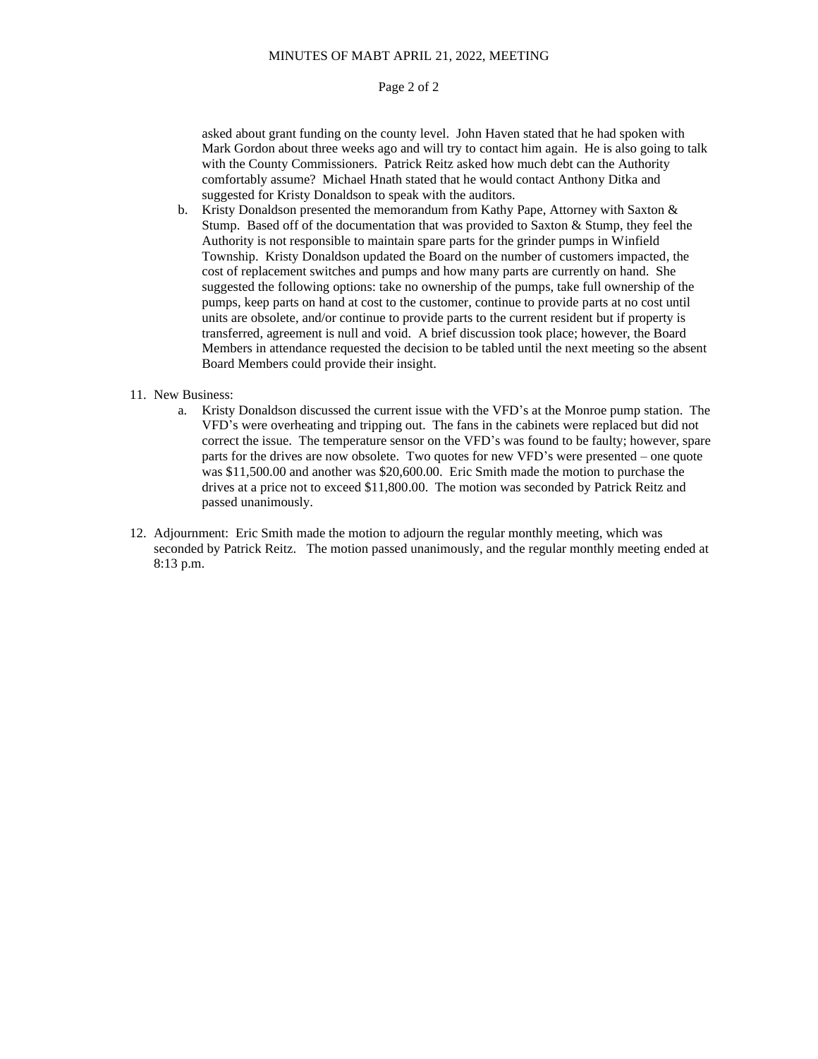asked about grant funding on the county level. John Haven stated that he had spoken with Mark Gordon about three weeks ago and will try to contact him again. He is also going to talk with the County Commissioners. Patrick Reitz asked how much debt can the Authority comfortably assume? Michael Hnath stated that he would contact Anthony Ditka and suggested for Kristy Donaldson to speak with the auditors.

   b. Kristy Donaldson presented the memorandum from Kathy Pape, Attorney with Saxton & Stump. Based off of the documentation that was provided to Saxton & Stump, they feel the Authority is not responsible to maintain spare parts for the grinder pumps in Winfield Township. Kristy Donaldson updated the Board on the number of customers impacted, the cost of replacement switches and pumps and how many parts are currently on hand. She suggested the following options: take no ownership of the pumps, take full ownership of the pumps, keep parts on hand at cost to the customer, continue to provide parts at no cost until units are obsolete, and/or continue to provide parts to the current resident but if property is transferred, agreement is null and void. A brief discussion took place; however, the Board Members in attendance requested the decision to be tabled until the next meeting so the absent Board Members could provide their insight.

11. New Business:
    a. Kristy Donaldson discussed the current issue with the VFD's at the Monroe pump station. The VFD's were overheating and tripping out. The fans in the cabinets were replaced but did not correct the issue. The temperature sensor on the VFD's was found to be faulty; however, spare parts for the drives are now obsolete. Two quotes for new VFD's were presented – one quote was $11,500.00 and another was $20,600.00. Eric Smith made the motion to purchase the drives at a price not to exceed $11,800.00. The motion was seconded by Patrick Reitz and passed unanimously.

12. Adjournment: Eric Smith made the motion to adjourn the regular monthly meeting, which was seconded by Patrick Reitz. The motion passed unanimously, and the regular monthly meeting ended at 8:13 p.m.